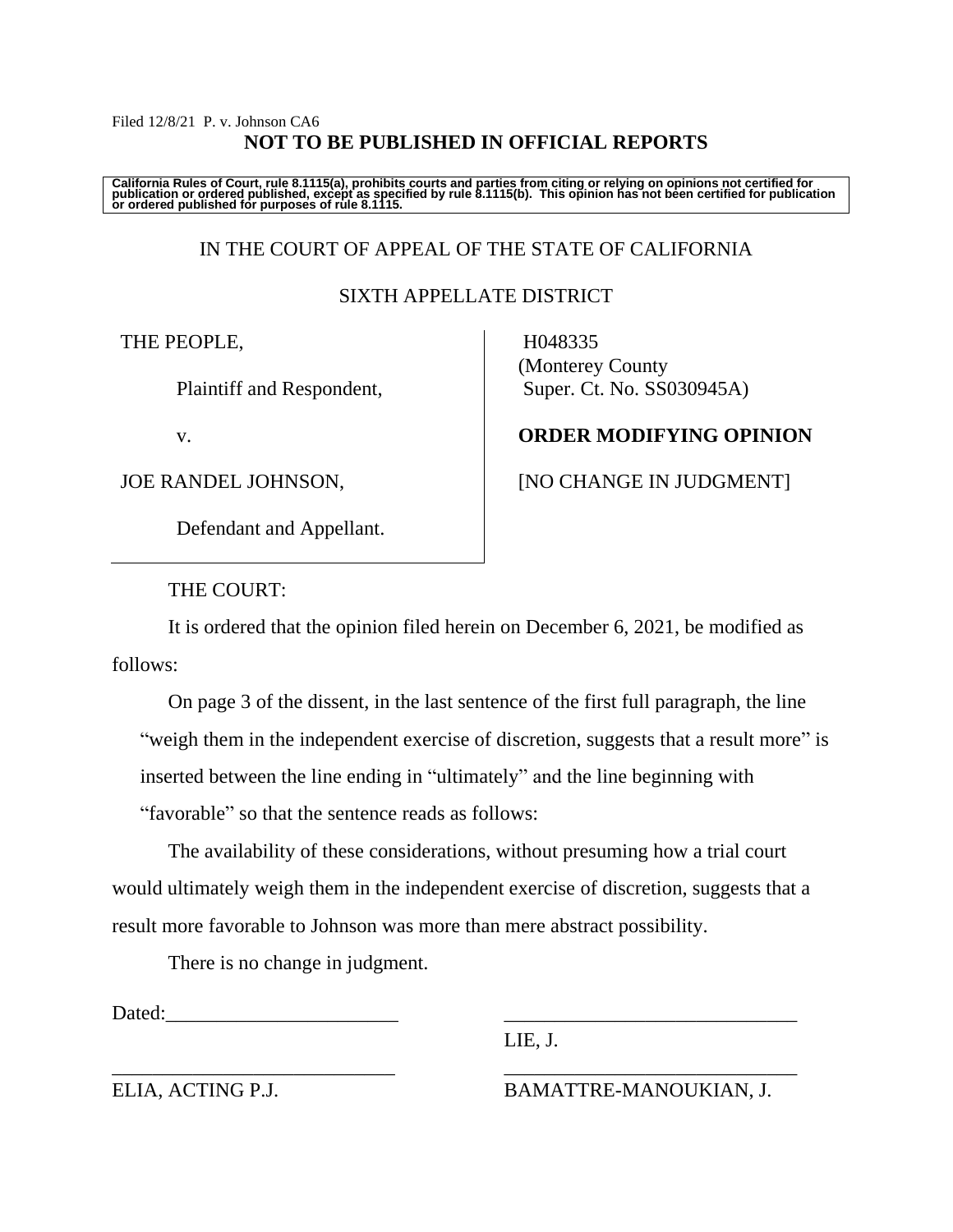Filed 12/8/21 P. v. Johnson CA6

**NOT TO BE PUBLISHED IN OFFICIAL REPORTS**

**California Rules of Court, rule 8.1115(a), prohibits courts and parties from citing or relying on opinions not certified for publication or ordered published, except as specified by rule 8.1115(b). This opinion has not been certified for publication or ordered published for purposes of rule 8.1115.**

IN THE COURT OF APPEAL OF THE STATE OF CALIFORNIA

SIXTH APPELLATE DISTRICT

THE PEOPLE,

Plaintiff and Respondent,

v.

JOE RANDEL JOHNSON,

Defendant and Appellant.

H048335
(Monterey County
Super. Ct. No. SS030945A)

**ORDER MODIFYING OPINION**

[NO CHANGE IN JUDGMENT]

THE COURT:

It is ordered that the opinion filed herein on December 6, 2021, be modified as follows:

On page 3 of the dissent, in the last sentence of the first full paragraph, the line "weigh them in the independent exercise of discretion, suggests that a result more" is inserted between the line ending in "ultimately" and the line beginning with "favorable" so that the sentence reads as follows:

The availability of these considerations, without presuming how a trial court would ultimately weigh them in the independent exercise of discretion, suggests that a result more favorable to Johnson was more than mere abstract possibility.

There is no change in judgment.

Dated:_______________________

_____________________________
LIE, J.

_____________________________
ELIA, ACTING P.J.

_____________________________
BAMATTRE-MANOUKIAN, J.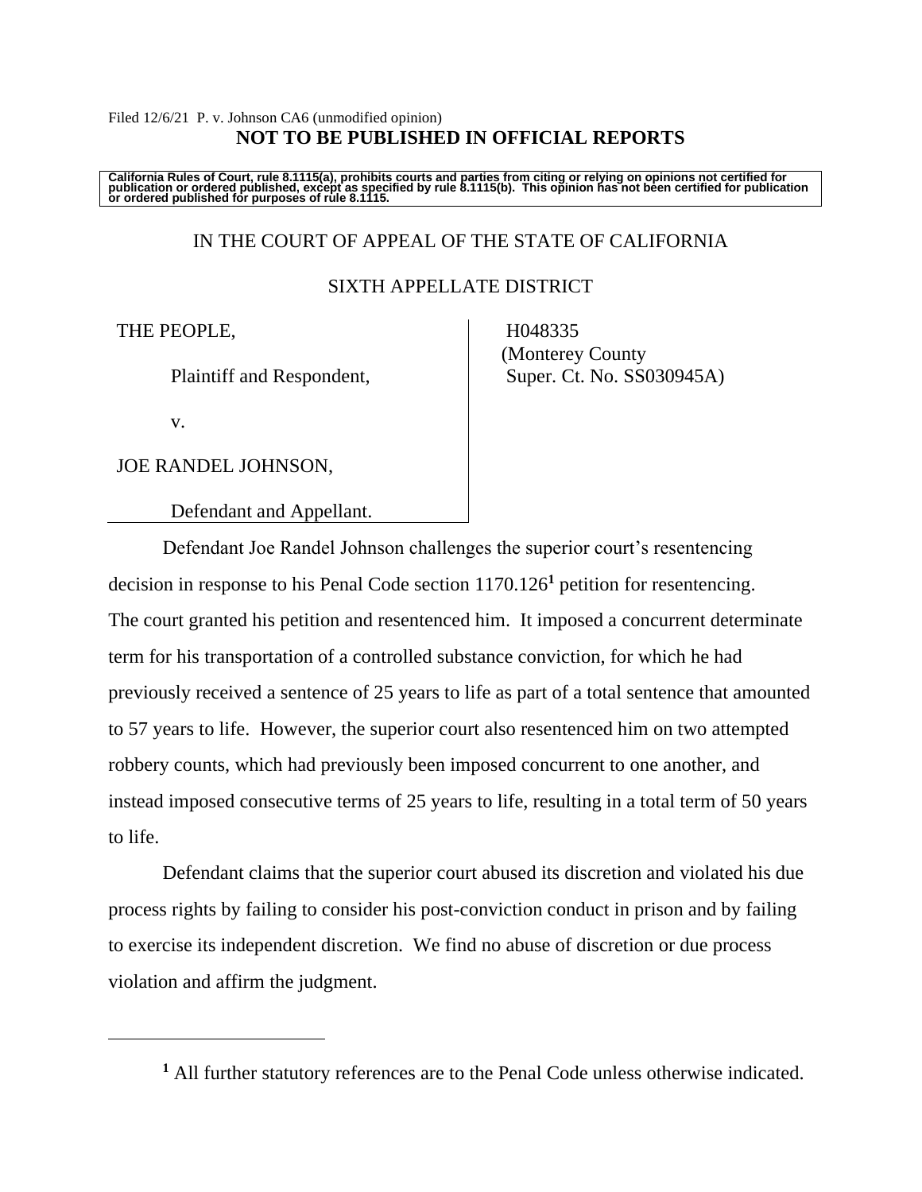Filed 12/6/21 P. v. Johnson CA6 (unmodified opinion)

**NOT TO BE PUBLISHED IN OFFICIAL REPORTS**

**California Rules of Court, rule 8.1115(a), prohibits courts and parties from citing or relying on opinions not certified for publication or ordered published, except as specified by rule 8.1115(b). This opinion has not been certified for publication or ordered published for purposes of rule 8.1115.**

IN THE COURT OF APPEAL OF THE STATE OF CALIFORNIA

SIXTH APPELLATE DISTRICT

| | |
|---|---|
| THE PEOPLE,<br><br>Plaintiff and Respondent,<br><br>v.<br><br>JOE RANDEL JOHNSON,<br><br>Defendant and Appellant. | H048335<br>(Monterey County<br>Super. Ct. No. SS030945A) |

Defendant Joe Randel Johnson challenges the superior court's resentencing decision in response to his Penal Code section 1170.126[1] petition for resentencing. The court granted his petition and resentenced him. It imposed a concurrent determinate term for his transportation of a controlled substance conviction, for which he had previously received a sentence of 25 years to life as part of a total sentence that amounted to 57 years to life. However, the superior court also resentenced him on two attempted robbery counts, which had previously been imposed concurrent to one another, and instead imposed consecutive terms of 25 years to life, resulting in a total term of 50 years to life.

Defendant claims that the superior court abused its discretion and violated his due process rights by failing to consider his post-conviction conduct in prison and by failing to exercise its independent discretion. We find no abuse of discretion or due process violation and affirm the judgment.

---

[1] All further statutory references are to the Penal Code unless otherwise indicated.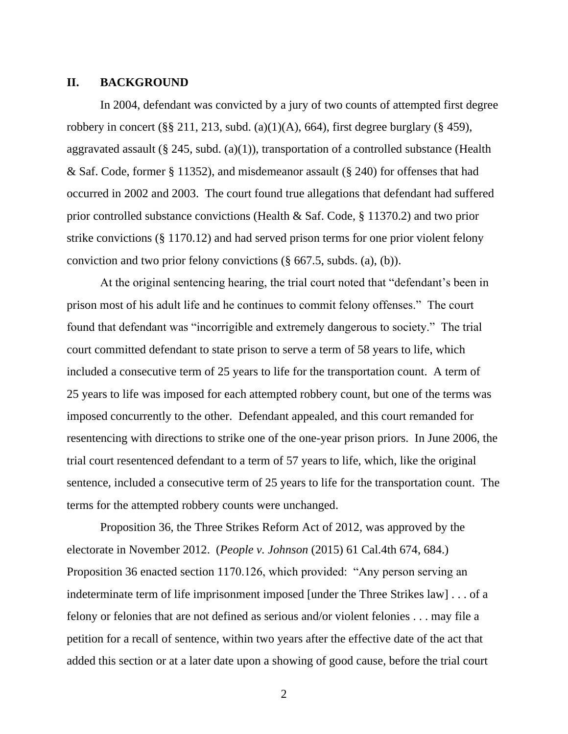## II. BACKGROUND

In 2004, defendant was convicted by a jury of two counts of attempted first degree robbery in concert (§§ 211, 213, subd. (a)(1)(A), 664), first degree burglary (§ 459), aggravated assault (§ 245, subd. (a)(1)), transportation of a controlled substance (Health & Saf. Code, former § 11352), and misdemeanor assault (§ 240) for offenses that had occurred in 2002 and 2003. The court found true allegations that defendant had suffered prior controlled substance convictions (Health & Saf. Code, § 11370.2) and two prior strike convictions (§ 1170.12) and had served prison terms for one prior violent felony conviction and two prior felony convictions (§ 667.5, subds. (a), (b)).

At the original sentencing hearing, the trial court noted that "defendant's been in prison most of his adult life and he continues to commit felony offenses." The court found that defendant was "incorrigible and extremely dangerous to society." The trial court committed defendant to state prison to serve a term of 58 years to life, which included a consecutive term of 25 years to life for the transportation count. A term of 25 years to life was imposed for each attempted robbery count, but one of the terms was imposed concurrently to the other. Defendant appealed, and this court remanded for resentencing with directions to strike one of the one-year prison priors. In June 2006, the trial court resentenced defendant to a term of 57 years to life, which, like the original sentence, included a consecutive term of 25 years to life for the transportation count. The terms for the attempted robbery counts were unchanged.

Proposition 36, the Three Strikes Reform Act of 2012, was approved by the electorate in November 2012. (*People v. Johnson* (2015) 61 Cal.4th 674, 684.) Proposition 36 enacted section 1170.126, which provided: "Any person serving an indeterminate term of life imprisonment imposed [under the Three Strikes law] . . . of a felony or felonies that are not defined as serious and/or violent felonies . . . may file a petition for a recall of sentence, within two years after the effective date of the act that added this section or at a later date upon a showing of good cause, before the trial court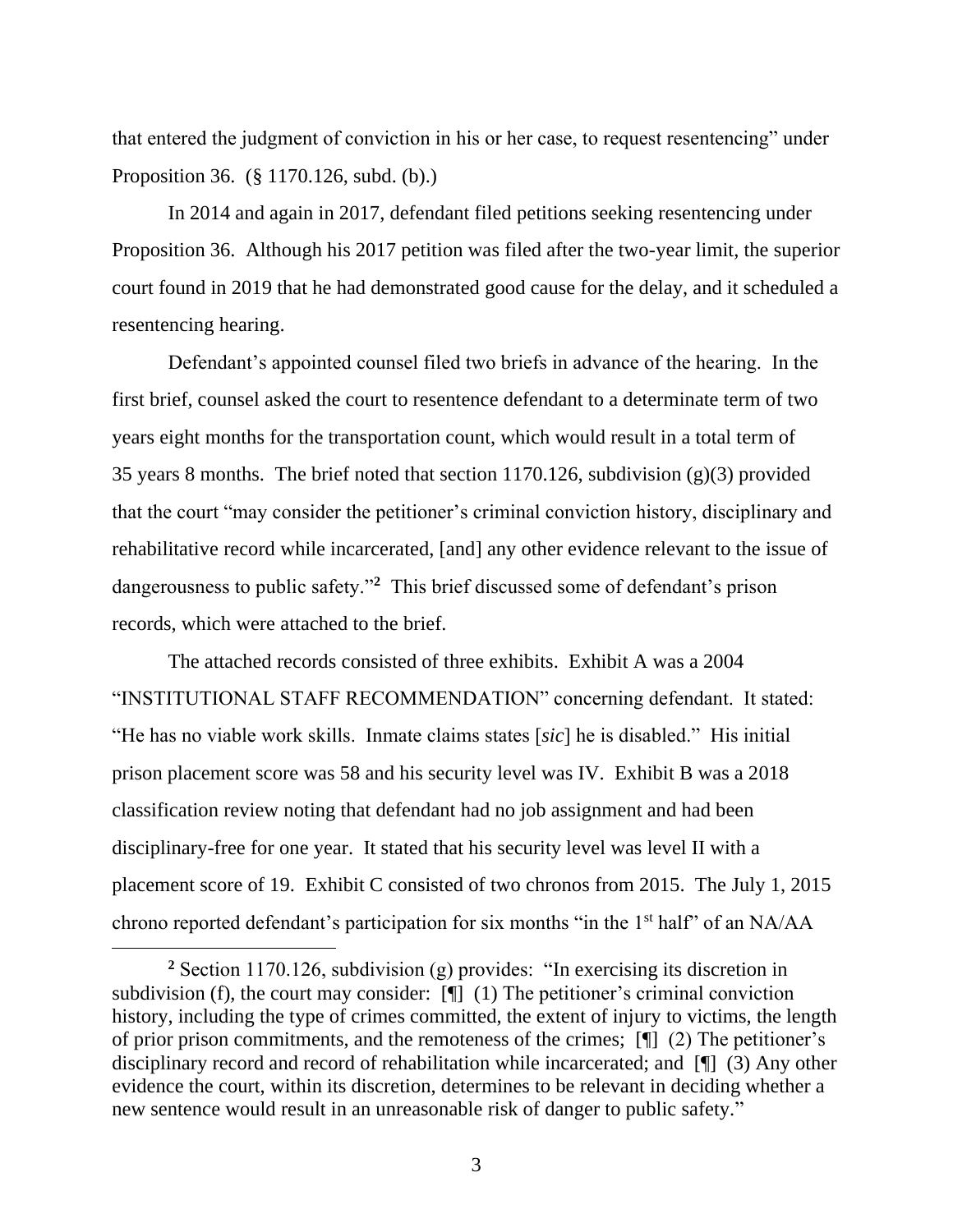that entered the judgment of conviction in his or her case, to request resentencing" under Proposition 36. (§ 1170.126, subd. (b).)

In 2014 and again in 2017, defendant filed petitions seeking resentencing under Proposition 36. Although his 2017 petition was filed after the two-year limit, the superior court found in 2019 that he had demonstrated good cause for the delay, and it scheduled a resentencing hearing.

Defendant's appointed counsel filed two briefs in advance of the hearing. In the first brief, counsel asked the court to resentence defendant to a determinate term of two years eight months for the transportation count, which would result in a total term of 35 years 8 months. The brief noted that section 1170.126, subdivision (g)(3) provided that the court "may consider the petitioner's criminal conviction history, disciplinary and rehabilitative record while incarcerated, [and] any other evidence relevant to the issue of dangerousness to public safety."[2] This brief discussed some of defendant's prison records, which were attached to the brief.

The attached records consisted of three exhibits. Exhibit A was a 2004 "INSTITUTIONAL STAFF RECOMMENDATION" concerning defendant. It stated: "He has no viable work skills. Inmate claims states [*sic*] he is disabled." His initial prison placement score was 58 and his security level was IV. Exhibit B was a 2018 classification review noting that defendant had no job assignment and had been disciplinary-free for one year. It stated that his security level was level II with a placement score of 19. Exhibit C consisted of two chronos from 2015. The July 1, 2015 chrono reported defendant's participation for six months "in the 1st half" of an NA/AA

---

[2] Section 1170.126, subdivision (g) provides: "In exercising its discretion in subdivision (f), the court may consider: [¶] (1) The petitioner's criminal conviction history, including the type of crimes committed, the extent of injury to victims, the length of prior prison commitments, and the remoteness of the crimes; [¶] (2) The petitioner's disciplinary record and record of rehabilitation while incarcerated; and [¶] (3) Any other evidence the court, within its discretion, determines to be relevant in deciding whether a new sentence would result in an unreasonable risk of danger to public safety."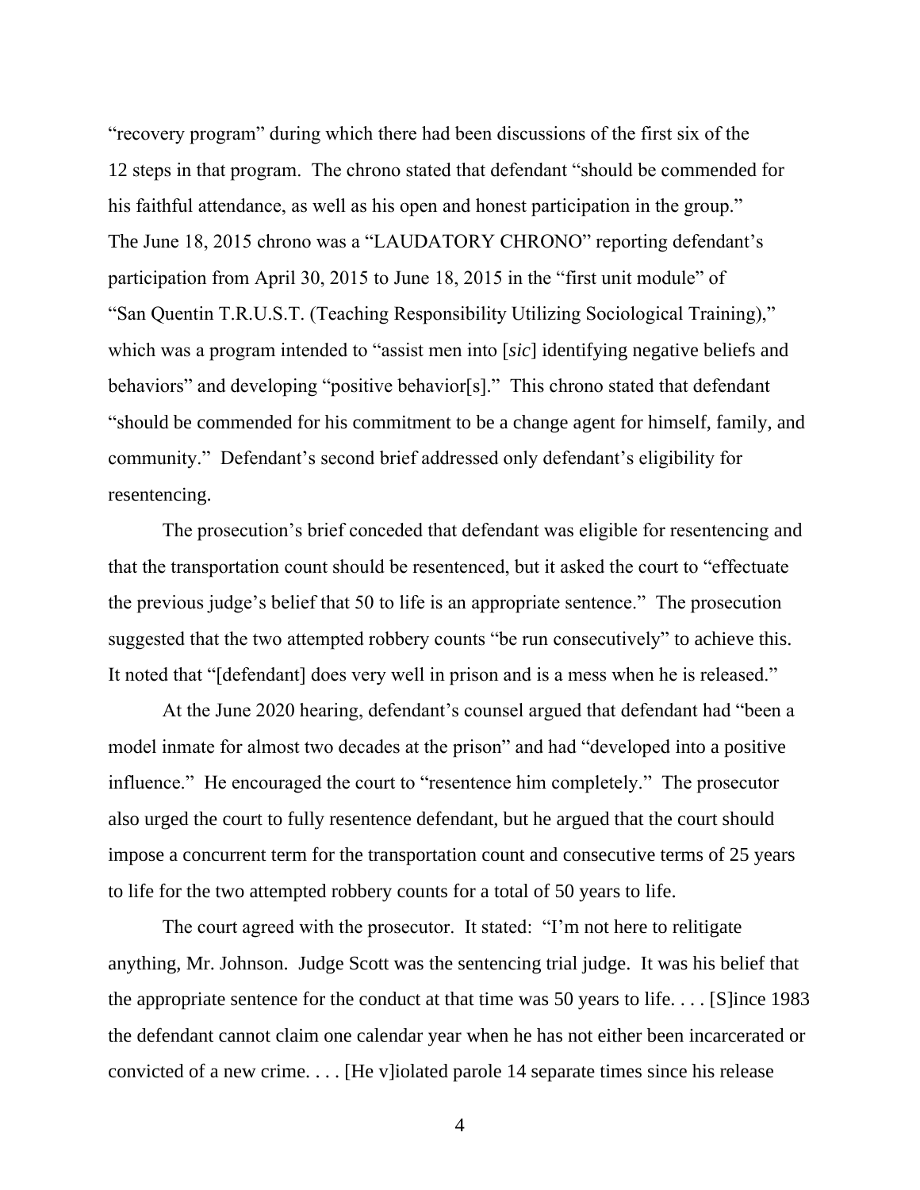"recovery program" during which there had been discussions of the first six of the 12 steps in that program. The chrono stated that defendant "should be commended for his faithful attendance, as well as his open and honest participation in the group." The June 18, 2015 chrono was a "LAUDATORY CHRONO" reporting defendant's participation from April 30, 2015 to June 18, 2015 in the "first unit module" of "San Quentin T.R.U.S.T. (Teaching Responsibility Utilizing Sociological Training)," which was a program intended to "assist men into [*sic*] identifying negative beliefs and behaviors" and developing "positive behavior[s]." This chrono stated that defendant "should be commended for his commitment to be a change agent for himself, family, and community." Defendant's second brief addressed only defendant's eligibility for resentencing.

The prosecution's brief conceded that defendant was eligible for resentencing and that the transportation count should be resentenced, but it asked the court to "effectuate the previous judge's belief that 50 to life is an appropriate sentence." The prosecution suggested that the two attempted robbery counts "be run consecutively" to achieve this. It noted that "[defendant] does very well in prison and is a mess when he is released."

At the June 2020 hearing, defendant's counsel argued that defendant had "been a model inmate for almost two decades at the prison" and had "developed into a positive influence." He encouraged the court to "resentence him completely." The prosecutor also urged the court to fully resentence defendant, but he argued that the court should impose a concurrent term for the transportation count and consecutive terms of 25 years to life for the two attempted robbery counts for a total of 50 years to life.

The court agreed with the prosecutor. It stated: "I'm not here to relitigate anything, Mr. Johnson. Judge Scott was the sentencing trial judge. It was his belief that the appropriate sentence for the conduct at that time was 50 years to life. . . . [S]ince 1983 the defendant cannot claim one calendar year when he has not either been incarcerated or convicted of a new crime. . . . [He v]iolated parole 14 separate times since his release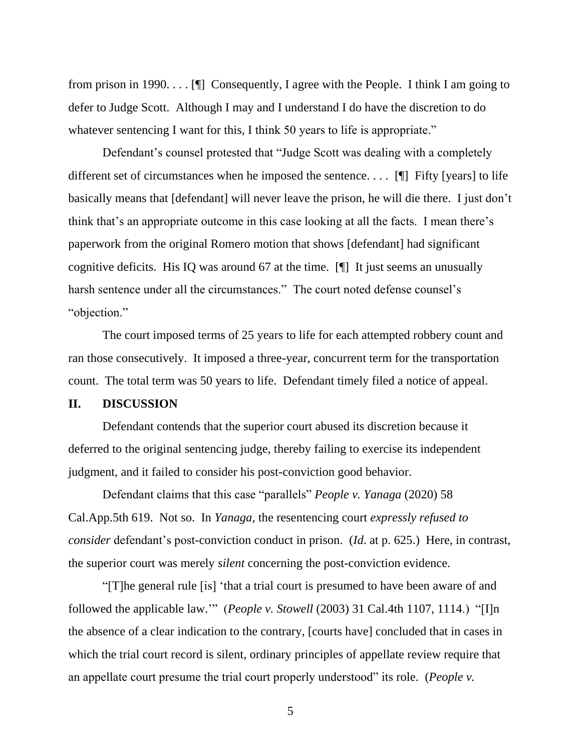from prison in 1990. . . . [¶] Consequently, I agree with the People. I think I am going to defer to Judge Scott. Although I may and I understand I do have the discretion to do whatever sentencing I want for this, I think 50 years to life is appropriate."

Defendant's counsel protested that "Judge Scott was dealing with a completely different set of circumstances when he imposed the sentence. . . . [¶] Fifty [years] to life basically means that [defendant] will never leave the prison, he will die there. I just don't think that's an appropriate outcome in this case looking at all the facts. I mean there's paperwork from the original Romero motion that shows [defendant] had significant cognitive deficits. His IQ was around 67 at the time. [¶] It just seems an unusually harsh sentence under all the circumstances." The court noted defense counsel's "objection."

The court imposed terms of 25 years to life for each attempted robbery count and ran those consecutively. It imposed a three-year, concurrent term for the transportation count. The total term was 50 years to life. Defendant timely filed a notice of appeal.

## II. DISCUSSION

Defendant contends that the superior court abused its discretion because it deferred to the original sentencing judge, thereby failing to exercise its independent judgment, and it failed to consider his post-conviction good behavior.

Defendant claims that this case "parallels" *People v. Yanaga* (2020) 58 Cal.App.5th 619. Not so. In *Yanaga*, the resentencing court *expressly refused to consider* defendant's post-conviction conduct in prison. (*Id.* at p. 625.) Here, in contrast, the superior court was merely *silent* concerning the post-conviction evidence.

"[T]he general rule [is] 'that a trial court is presumed to have been aware of and followed the applicable law.'" (*People v. Stowell* (2003) 31 Cal.4th 1107, 1114.) "[I]n the absence of a clear indication to the contrary, [courts have] concluded that in cases in which the trial court record is silent, ordinary principles of appellate review require that an appellate court presume the trial court properly understood" its role. (*People v.*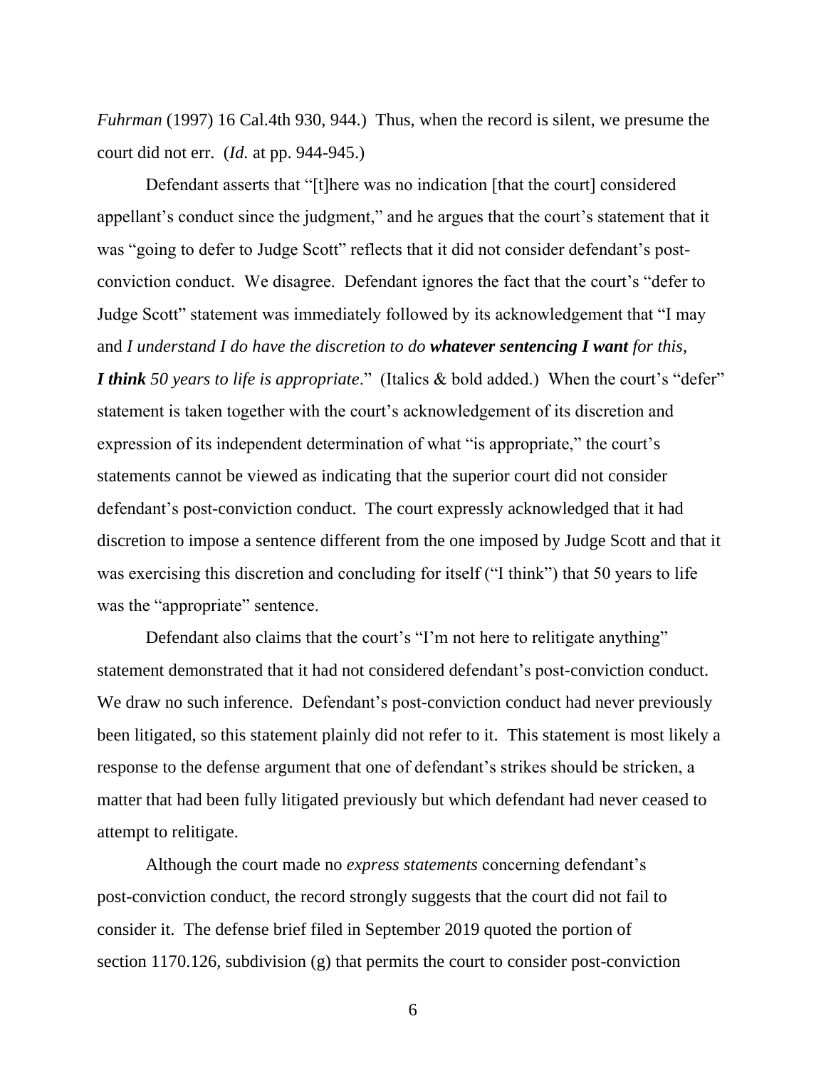*Fuhrman* (1997) 16 Cal.4th 930, 944.) Thus, when the record is silent, we presume the court did not err. (*Id.* at pp. 944-945.)

Defendant asserts that "[t]here was no indication [that the court] considered appellant's conduct since the judgment," and he argues that the court's statement that it was "going to defer to Judge Scott" reflects that it did not consider defendant's post-conviction conduct. We disagree. Defendant ignores the fact that the court's "defer to Judge Scott" statement was immediately followed by its acknowledgement that "I may and *I understand I do have the discretion to do* ***whatever sentencing I want*** *for this,* ***I think*** *50 years to life is appropriate*." (Italics & bold added.) When the court's "defer" statement is taken together with the court's acknowledgement of its discretion and expression of its independent determination of what "is appropriate," the court's statements cannot be viewed as indicating that the superior court did not consider defendant's post-conviction conduct. The court expressly acknowledged that it had discretion to impose a sentence different from the one imposed by Judge Scott and that it was exercising this discretion and concluding for itself ("I think") that 50 years to life was the "appropriate" sentence.

Defendant also claims that the court's "I'm not here to relitigate anything" statement demonstrated that it had not considered defendant's post-conviction conduct. We draw no such inference. Defendant's post-conviction conduct had never previously been litigated, so this statement plainly did not refer to it. This statement is most likely a response to the defense argument that one of defendant's strikes should be stricken, a matter that had been fully litigated previously but which defendant had never ceased to attempt to relitigate.

Although the court made no *express statements* concerning defendant's post-conviction conduct, the record strongly suggests that the court did not fail to consider it. The defense brief filed in September 2019 quoted the portion of section 1170.126, subdivision (g) that permits the court to consider post-conviction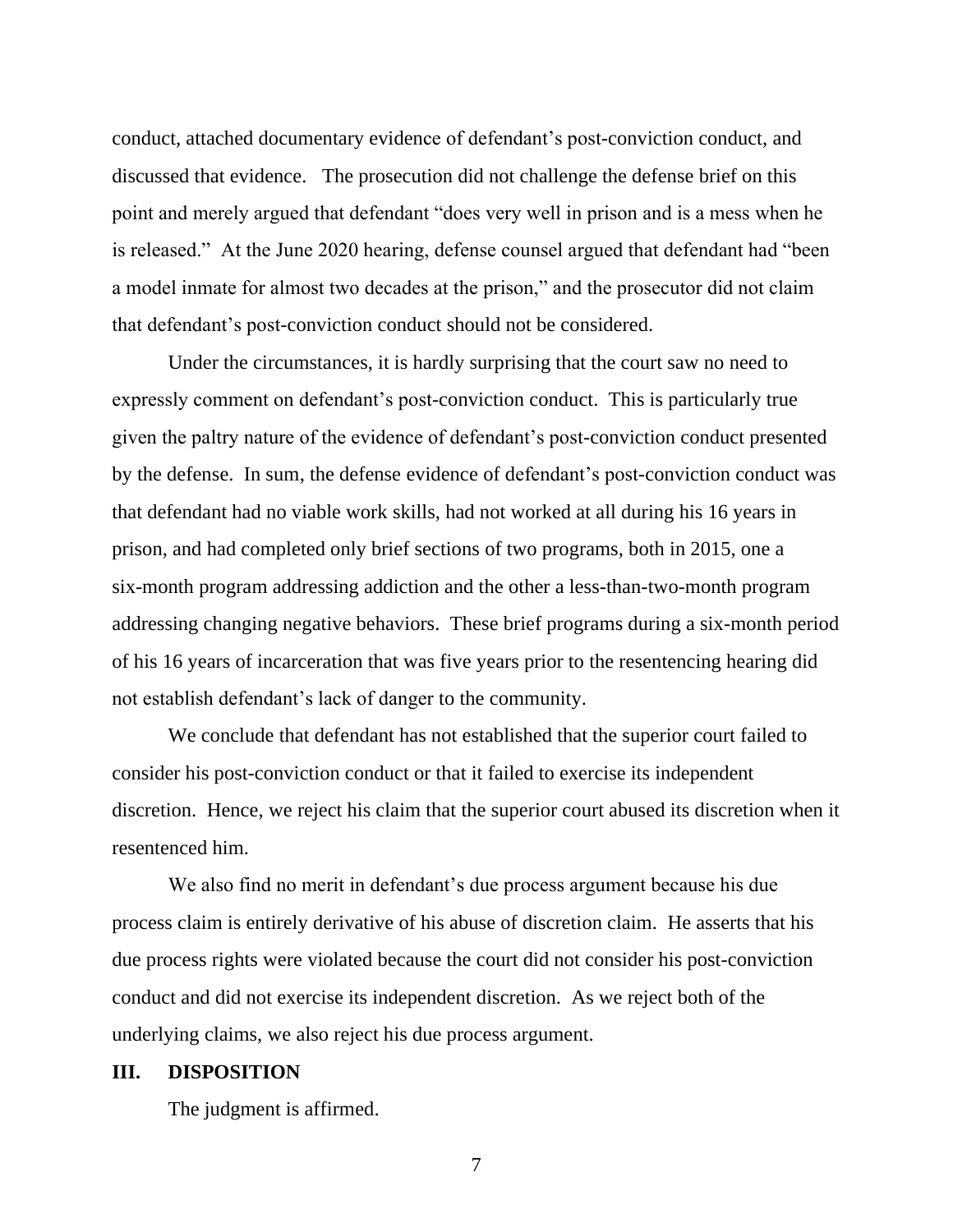conduct, attached documentary evidence of defendant's post-conviction conduct, and discussed that evidence. The prosecution did not challenge the defense brief on this point and merely argued that defendant "does very well in prison and is a mess when he is released." At the June 2020 hearing, defense counsel argued that defendant had "been a model inmate for almost two decades at the prison," and the prosecutor did not claim that defendant's post-conviction conduct should not be considered.

Under the circumstances, it is hardly surprising that the court saw no need to expressly comment on defendant's post-conviction conduct. This is particularly true given the paltry nature of the evidence of defendant's post-conviction conduct presented by the defense. In sum, the defense evidence of defendant's post-conviction conduct was that defendant had no viable work skills, had not worked at all during his 16 years in prison, and had completed only brief sections of two programs, both in 2015, one a six-month program addressing addiction and the other a less-than-two-month program addressing changing negative behaviors. These brief programs during a six-month period of his 16 years of incarceration that was five years prior to the resentencing hearing did not establish defendant's lack of danger to the community.

We conclude that defendant has not established that the superior court failed to consider his post-conviction conduct or that it failed to exercise its independent discretion. Hence, we reject his claim that the superior court abused its discretion when it resentenced him.

We also find no merit in defendant's due process argument because his due process claim is entirely derivative of his abuse of discretion claim. He asserts that his due process rights were violated because the court did not consider his post-conviction conduct and did not exercise its independent discretion. As we reject both of the underlying claims, we also reject his due process argument.

## III. DISPOSITION

The judgment is affirmed.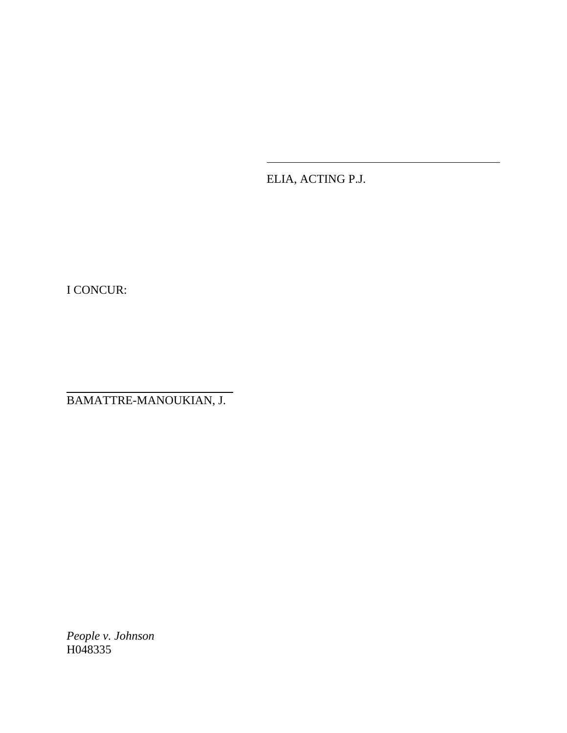\_\_\_\_\_\_\_\_\_\_\_\_\_\_\_\_\_\_\_\_\_\_\_\_\_\_\_\_\_\_\_\_\_\_

ELIA, ACTING P.J.

I CONCUR:

\_\_\_\_\_\_\_\_\_\_\_\_\_\_\_\_\_\_\_\_\_\_\_\_\_\_\_\_\_\_\_\_\_\_

BAMATTRE-MANOUKIAN, J.

*People v. Johnson*
H048335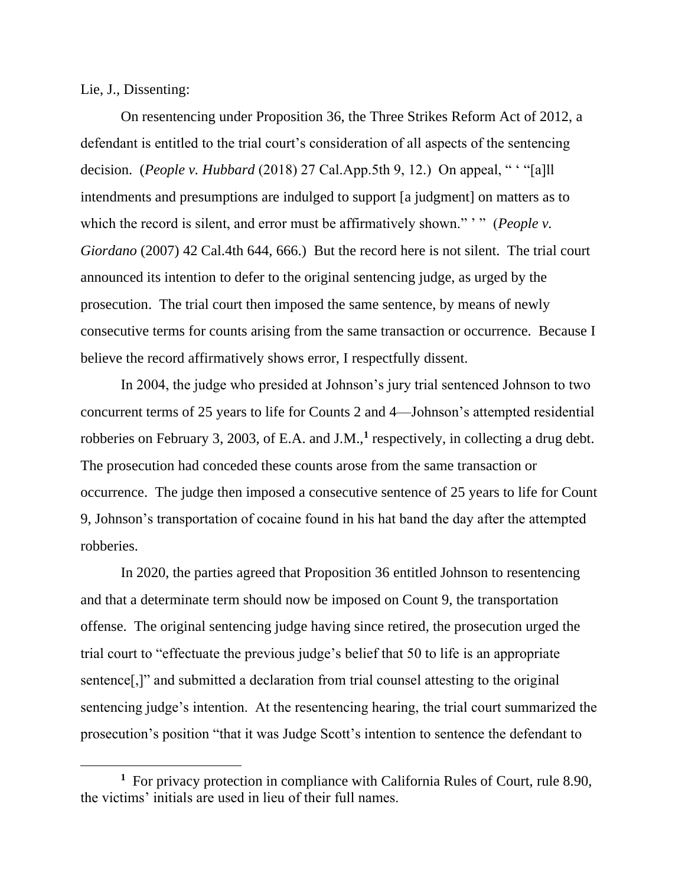Lie, J., Dissenting:

On resentencing under Proposition 36, the Three Strikes Reform Act of 2012, a defendant is entitled to the trial court's consideration of all aspects of the sentencing decision. (*People v. Hubbard* (2018) 27 Cal.App.5th 9, 12.) On appeal, " ' "[a]ll intendments and presumptions are indulged to support [a judgment] on matters as to which the record is silent, and error must be affirmatively shown." ' " (*People v. Giordano* (2007) 42 Cal.4th 644, 666.) But the record here is not silent. The trial court announced its intention to defer to the original sentencing judge, as urged by the prosecution. The trial court then imposed the same sentence, by means of newly consecutive terms for counts arising from the same transaction or occurrence. Because I believe the record affirmatively shows error, I respectfully dissent.

In 2004, the judge who presided at Johnson's jury trial sentenced Johnson to two concurrent terms of 25 years to life for Counts 2 and 4—Johnson's attempted residential robberies on February 3, 2003, of E.A. and J.M.,[1] respectively, in collecting a drug debt. The prosecution had conceded these counts arose from the same transaction or occurrence. The judge then imposed a consecutive sentence of 25 years to life for Count 9, Johnson's transportation of cocaine found in his hat band the day after the attempted robberies.

In 2020, the parties agreed that Proposition 36 entitled Johnson to resentencing and that a determinate term should now be imposed on Count 9, the transportation offense. The original sentencing judge having since retired, the prosecution urged the trial court to "effectuate the previous judge's belief that 50 to life is an appropriate sentence[,]" and submitted a declaration from trial counsel attesting to the original sentencing judge's intention. At the resentencing hearing, the trial court summarized the prosecution's position "that it was Judge Scott's intention to sentence the defendant to

[1] For privacy protection in compliance with California Rules of Court, rule 8.90, the victims' initials are used in lieu of their full names.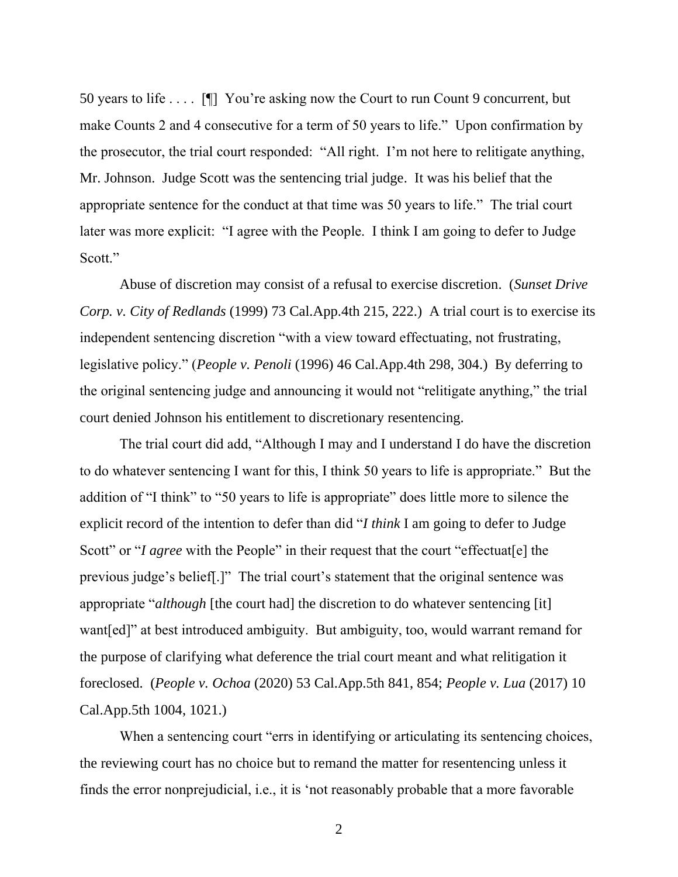50 years to life . . . . [¶] You're asking now the Court to run Count 9 concurrent, but make Counts 2 and 4 consecutive for a term of 50 years to life." Upon confirmation by the prosecutor, the trial court responded: "All right. I'm not here to relitigate anything, Mr. Johnson. Judge Scott was the sentencing trial judge. It was his belief that the appropriate sentence for the conduct at that time was 50 years to life." The trial court later was more explicit: "I agree with the People. I think I am going to defer to Judge Scott."

Abuse of discretion may consist of a refusal to exercise discretion. (*Sunset Drive Corp. v. City of Redlands* (1999) 73 Cal.App.4th 215, 222.) A trial court is to exercise its independent sentencing discretion "with a view toward effectuating, not frustrating, legislative policy." (*People v. Penoli* (1996) 46 Cal.App.4th 298, 304.) By deferring to the original sentencing judge and announcing it would not "relitigate anything," the trial court denied Johnson his entitlement to discretionary resentencing.

The trial court did add, "Although I may and I understand I do have the discretion to do whatever sentencing I want for this, I think 50 years to life is appropriate." But the addition of "I think" to "50 years to life is appropriate" does little more to silence the explicit record of the intention to defer than did "*I think* I am going to defer to Judge Scott" or "*I agree* with the People" in their request that the court "effectuat[e] the previous judge's belief[.]" The trial court's statement that the original sentence was appropriate "*although* [the court had] the discretion to do whatever sentencing [it] want[ed]" at best introduced ambiguity. But ambiguity, too, would warrant remand for the purpose of clarifying what deference the trial court meant and what relitigation it foreclosed. (*People v. Ochoa* (2020) 53 Cal.App.5th 841, 854; *People v. Lua* (2017) 10 Cal.App.5th 1004, 1021.)

When a sentencing court "errs in identifying or articulating its sentencing choices, the reviewing court has no choice but to remand the matter for resentencing unless it finds the error nonprejudicial, i.e., it is 'not reasonably probable that a more favorable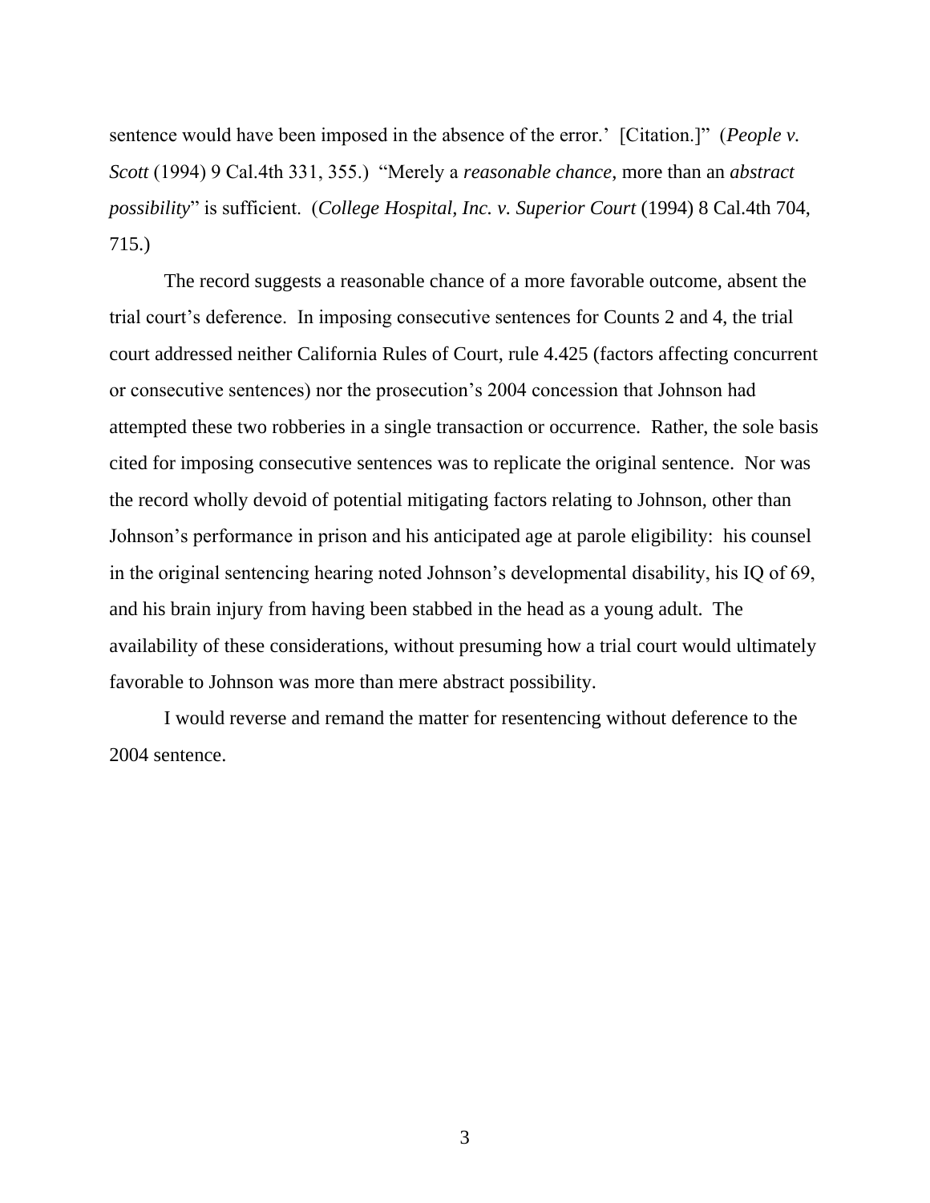sentence would have been imposed in the absence of the error.' [Citation.]" (*People v. Scott* (1994) 9 Cal.4th 331, 355.) "Merely a *reasonable chance*, more than an *abstract possibility*" is sufficient. (*College Hospital, Inc. v. Superior Court* (1994) 8 Cal.4th 704, 715.)

The record suggests a reasonable chance of a more favorable outcome, absent the trial court's deference. In imposing consecutive sentences for Counts 2 and 4, the trial court addressed neither California Rules of Court, rule 4.425 (factors affecting concurrent or consecutive sentences) nor the prosecution's 2004 concession that Johnson had attempted these two robberies in a single transaction or occurrence. Rather, the sole basis cited for imposing consecutive sentences was to replicate the original sentence. Nor was the record wholly devoid of potential mitigating factors relating to Johnson, other than Johnson's performance in prison and his anticipated age at parole eligibility: his counsel in the original sentencing hearing noted Johnson's developmental disability, his IQ of 69, and his brain injury from having been stabbed in the head as a young adult. The availability of these considerations, without presuming how a trial court would ultimately favorable to Johnson was more than mere abstract possibility.

I would reverse and remand the matter for resentencing without deference to the 2004 sentence.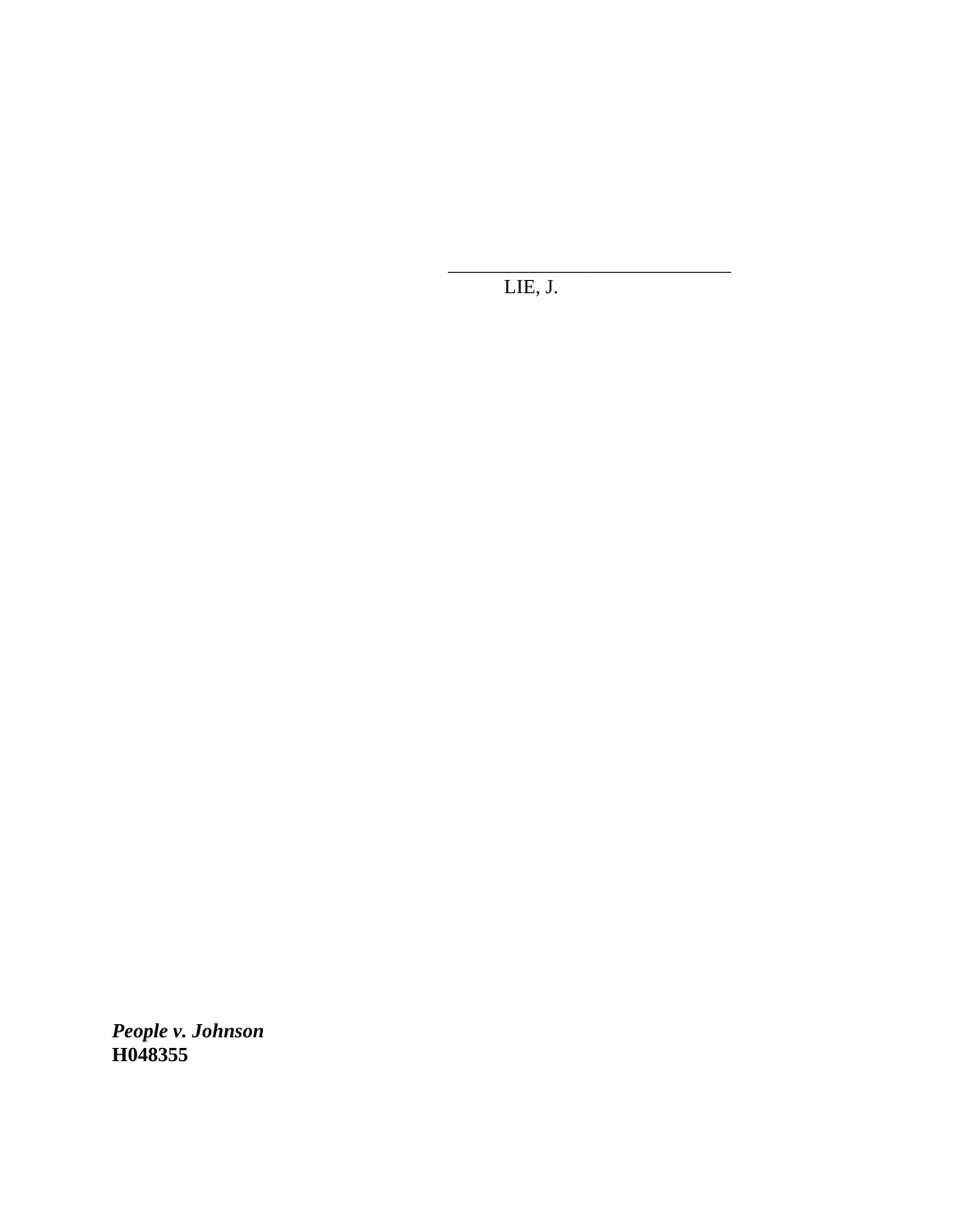\_\_\_\_\_\_\_\_\_\_\_\_\_\_\_\_\_\_\_\_\_\_\_\_\_\_\_\_\_\_\_\_

LIE, J.

***People v. Johnson***
**H048355**